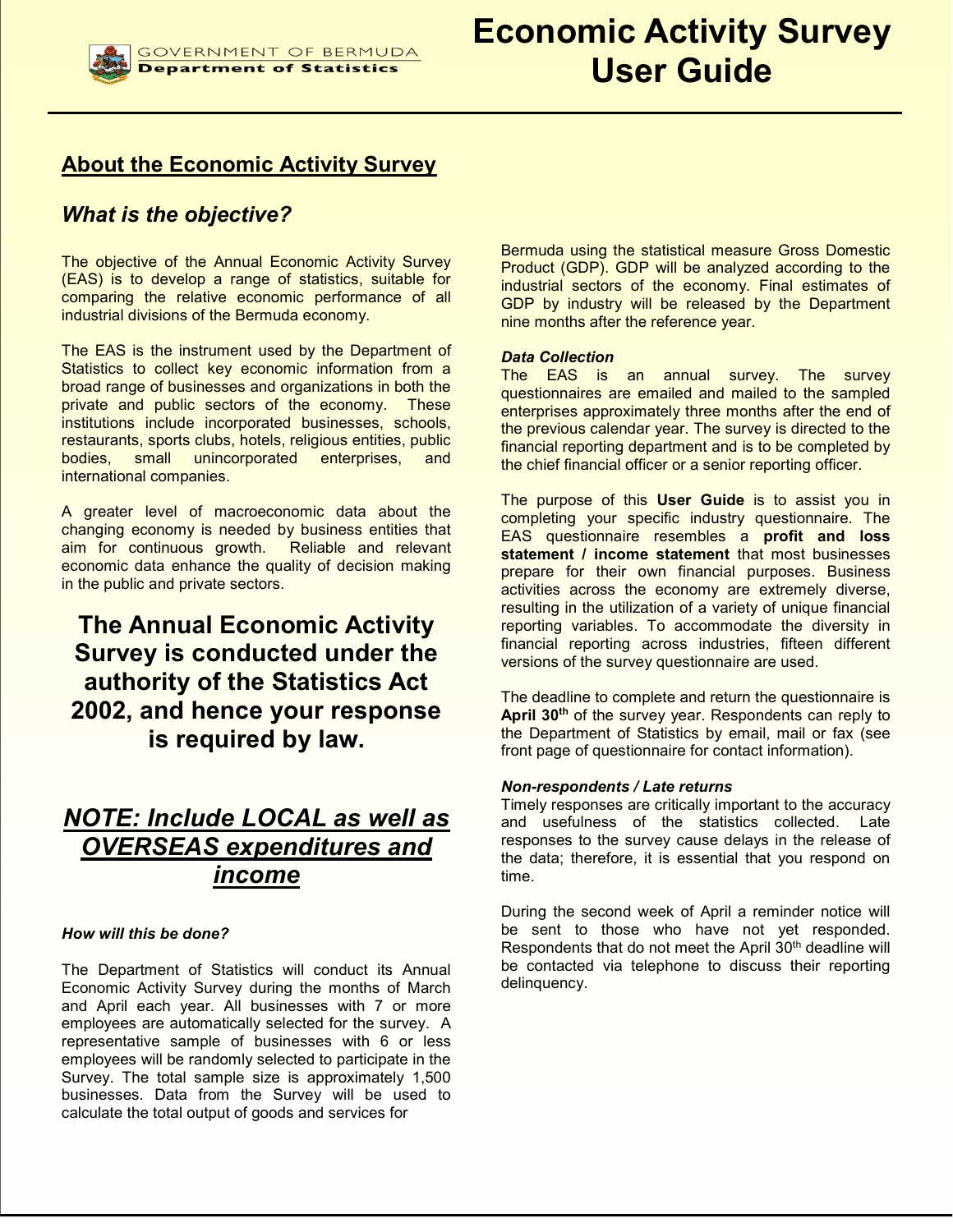GOVERNMENT OF BERMUDA
**Department of Statistics**

# Economic Activity Survey User Guide

## About the Economic Activity Survey

### *What is the objective?*

The objective of the Annual Economic Activity Survey (EAS) is to develop a range of statistics, suitable for comparing the relative economic performance of all industrial divisions of the Bermuda economy.

The EAS is the instrument used by the Department of Statistics to collect key economic information from a broad range of businesses and organizations in both the private and public sectors of the economy. These institutions include incorporated businesses, schools, restaurants, sports clubs, hotels, religious entities, public bodies, small unincorporated enterprises, and international companies.

A greater level of macroeconomic data about the changing economy is needed by business entities that aim for continuous growth. Reliable and relevant economic data enhance the quality of decision making in the public and private sectors.

**The Annual Economic Activity Survey is conducted under the authority of the Statistics Act 2002, and hence your response is required by law.**

***NOTE: Include LOCAL as well as OVERSEAS expenditures and income***

***How will this be done?***

The Department of Statistics will conduct its Annual Economic Activity Survey during the months of March and April each year. All businesses with 7 or more employees are automatically selected for the survey. A representative sample of businesses with 6 or less employees will be randomly selected to participate in the Survey. The total sample size is approximately 1,500 businesses. Data from the Survey will be used to calculate the total output of goods and services for Bermuda using the statistical measure Gross Domestic Product (GDP). GDP will be analyzed according to the industrial sectors of the economy. Final estimates of GDP by industry will be released by the Department nine months after the reference year.

***Data Collection***

The EAS is an annual survey. The survey questionnaires are emailed and mailed to the sampled enterprises approximately three months after the end of the previous calendar year. The survey is directed to the financial reporting department and is to be completed by the chief financial officer or a senior reporting officer.

The purpose of this **User Guide** is to assist you in completing your specific industry questionnaire. The EAS questionnaire resembles a **profit and loss statement / income statement** that most businesses prepare for their own financial purposes. Business activities across the economy are extremely diverse, resulting in the utilization of a variety of unique financial reporting variables. To accommodate the diversity in financial reporting across industries, fifteen different versions of the survey questionnaire are used.

The deadline to complete and return the questionnaire is **April 30th** of the survey year. Respondents can reply to the Department of Statistics by email, mail or fax (see front page of questionnaire for contact information).

***Non-respondents / Late returns***

Timely responses are critically important to the accuracy and usefulness of the statistics collected. Late responses to the survey cause delays in the release of the data; therefore, it is essential that you respond on time.

During the second week of April a reminder notice will be sent to those who have not yet responded. Respondents that do not meet the April 30th deadline will be contacted via telephone to discuss their reporting delinquency.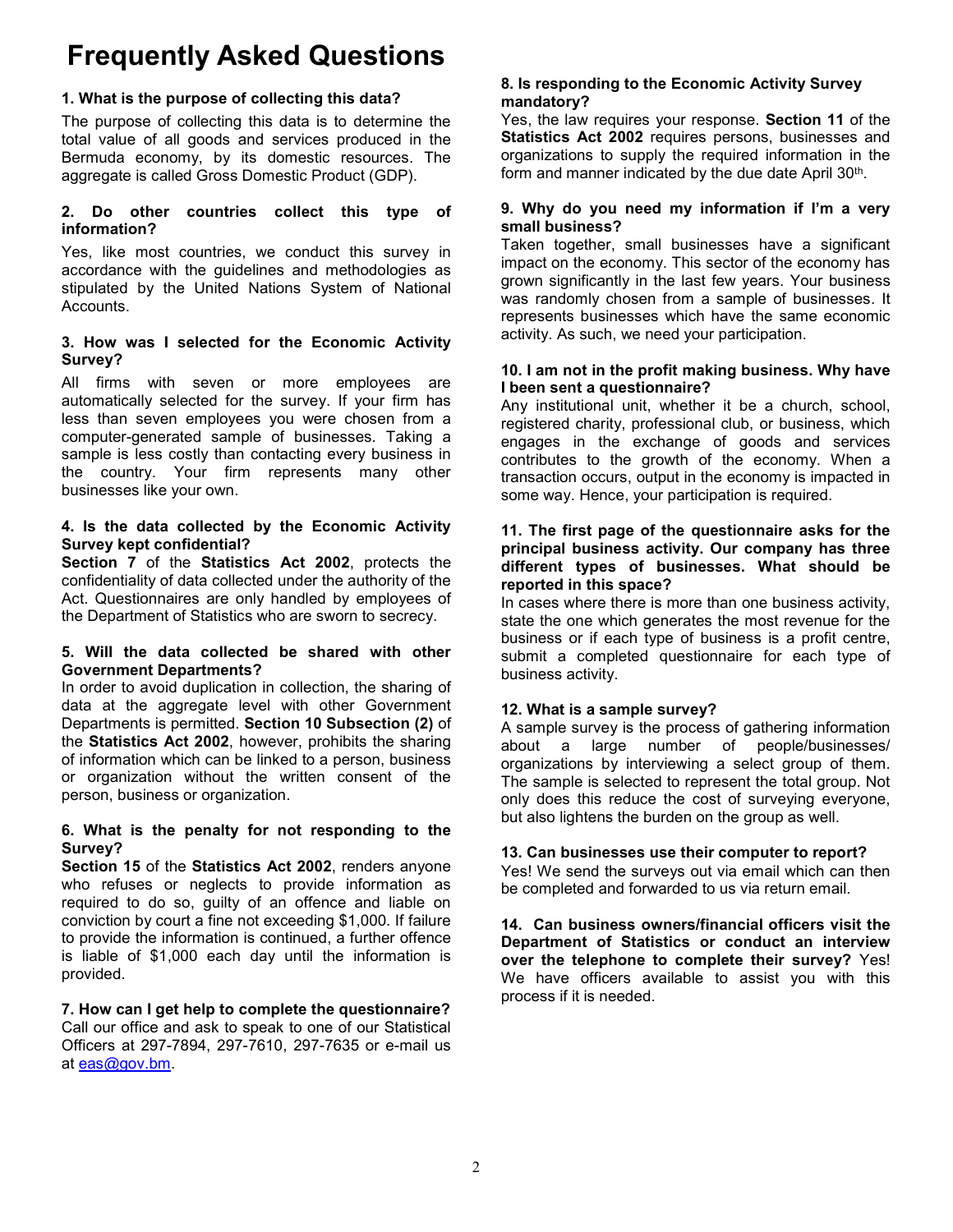# Frequently Asked Questions

**1. What is the purpose of collecting this data?**

The purpose of collecting this data is to determine the total value of all goods and services produced in the Bermuda economy, by its domestic resources. The aggregate is called Gross Domestic Product (GDP).

**2. Do other countries collect this type of information?**

Yes, like most countries, we conduct this survey in accordance with the guidelines and methodologies as stipulated by the United Nations System of National Accounts.

**3. How was I selected for the Economic Activity Survey?**

All firms with seven or more employees are automatically selected for the survey. If your firm has less than seven employees you were chosen from a computer-generated sample of businesses. Taking a sample is less costly than contacting every business in the country. Your firm represents many other businesses like your own.

**4. Is the data collected by the Economic Activity Survey kept confidential?**

**Section 7** of the **Statistics Act 2002**, protects the confidentiality of data collected under the authority of the Act. Questionnaires are only handled by employees of the Department of Statistics who are sworn to secrecy.

**5. Will the data collected be shared with other Government Departments?**

In order to avoid duplication in collection, the sharing of data at the aggregate level with other Government Departments is permitted. **Section 10 Subsection (2)** of the **Statistics Act 2002**, however, prohibits the sharing of information which can be linked to a person, business or organization without the written consent of the person, business or organization.

**6. What is the penalty for not responding to the Survey?**

**Section 15** of the **Statistics Act 2002**, renders anyone who refuses or neglects to provide information as required to do so, guilty of an offence and liable on conviction by court a fine not exceeding $1,000. If failure to provide the information is continued, a further offence is liable of $1,000 each day until the information is provided.

**7. How can I get help to complete the questionnaire?**

Call our office and ask to speak to one of our Statistical Officers at 297-7894, 297-7610, 297-7635 or e-mail us at eas@gov.bm.

**8. Is responding to the Economic Activity Survey mandatory?**

Yes, the law requires your response. **Section 11** of the **Statistics Act 2002** requires persons, businesses and organizations to supply the required information in the form and manner indicated by the due date April 30th.

**9. Why do you need my information if I'm a very small business?**

Taken together, small businesses have a significant impact on the economy. This sector of the economy has grown significantly in the last few years. Your business was randomly chosen from a sample of businesses. It represents businesses which have the same economic activity. As such, we need your participation.

**10. I am not in the profit making business. Why have I been sent a questionnaire?**

Any institutional unit, whether it be a church, school, registered charity, professional club, or business, which engages in the exchange of goods and services contributes to the growth of the economy. When a transaction occurs, output in the economy is impacted in some way. Hence, your participation is required.

**11. The first page of the questionnaire asks for the principal business activity. Our company has three different types of businesses. What should be reported in this space?**

In cases where there is more than one business activity, state the one which generates the most revenue for the business or if each type of business is a profit centre, submit a completed questionnaire for each type of business activity.

**12. What is a sample survey?**

A sample survey is the process of gathering information about a large number of people/businesses/organizations by interviewing a select group of them. The sample is selected to represent the total group. Not only does this reduce the cost of surveying everyone, but also lightens the burden on the group as well.

**13. Can businesses use their computer to report?**

Yes! We send the surveys out via email which can then be completed and forwarded to us via return email.

**14. Can business owners/financial officers visit the Department of Statistics or conduct an interview over the telephone to complete their survey?** Yes! We have officers available to assist you with this process if it is needed.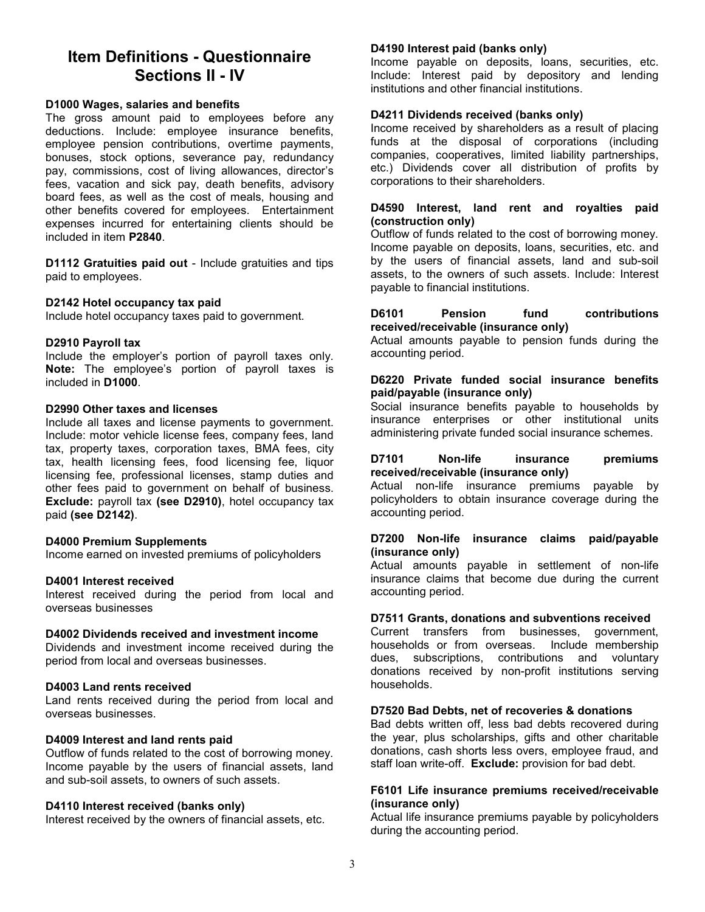# Item Definitions - Questionnaire Sections II - IV

**D1000 Wages, salaries and benefits**

The gross amount paid to employees before any deductions. Include: employee insurance benefits, employee pension contributions, overtime payments, bonuses, stock options, severance pay, redundancy pay, commissions, cost of living allowances, director's fees, vacation and sick pay, death benefits, advisory board fees, as well as the cost of meals, housing and other benefits covered for employees. Entertainment expenses incurred for entertaining clients should be included in item **P2840**.

**D1112 Gratuities paid out** - Include gratuities and tips paid to employees.

**D2142 Hotel occupancy tax paid**

Include hotel occupancy taxes paid to government.

**D2910 Payroll tax**

Include the employer's portion of payroll taxes only. **Note:** The employee's portion of payroll taxes is included in **D1000**.

**D2990 Other taxes and licenses**

Include all taxes and license payments to government. Include: motor vehicle license fees, company fees, land tax, property taxes, corporation taxes, BMA fees, city tax, health licensing fees, food licensing fee, liquor licensing fee, professional licenses, stamp duties and other fees paid to government on behalf of business. **Exclude:** payroll tax **(see D2910)**, hotel occupancy tax paid **(see D2142)**.

**D4000 Premium Supplements**

Income earned on invested premiums of policyholders

**D4001 Interest received**

Interest received during the period from local and overseas businesses

**D4002 Dividends received and investment income**

Dividends and investment income received during the period from local and overseas businesses.

**D4003 Land rents received**

Land rents received during the period from local and overseas businesses.

**D4009 Interest and land rents paid**

Outflow of funds related to the cost of borrowing money. Income payable by the users of financial assets, land and sub-soil assets, to owners of such assets.

**D4110 Interest received (banks only)**

Interest received by the owners of financial assets, etc.

**D4190 Interest paid (banks only)**

Income payable on deposits, loans, securities, etc. Include: Interest paid by depository and lending institutions and other financial institutions.

**D4211 Dividends received (banks only)**

Income received by shareholders as a result of placing funds at the disposal of corporations (including companies, cooperatives, limited liability partnerships, etc.) Dividends cover all distribution of profits by corporations to their shareholders.

**D4590 Interest, land rent and royalties paid (construction only)**

Outflow of funds related to the cost of borrowing money. Income payable on deposits, loans, securities, etc. and by the users of financial assets, land and sub-soil assets, to the owners of such assets. Include: Interest payable to financial institutions.

**D6101 Pension fund contributions received/receivable (insurance only)**

Actual amounts payable to pension funds during the accounting period.

**D6220 Private funded social insurance benefits paid/payable (insurance only)**

Social insurance benefits payable to households by insurance enterprises or other institutional units administering private funded social insurance schemes.

**D7101 Non-life insurance premiums received/receivable (insurance only)**

Actual non-life insurance premiums payable by policyholders to obtain insurance coverage during the accounting period.

**D7200 Non-life insurance claims paid/payable (insurance only)**

Actual amounts payable in settlement of non-life insurance claims that become due during the current accounting period.

**D7511 Grants, donations and subventions received**

Current transfers from businesses, government, households or from overseas. Include membership dues, subscriptions, contributions and voluntary donations received by non-profit institutions serving households.

**D7520 Bad Debts, net of recoveries & donations**

Bad debts written off, less bad debts recovered during the year, plus scholarships, gifts and other charitable donations, cash shorts less overs, employee fraud, and staff loan write-off. **Exclude:** provision for bad debt.

**F6101 Life insurance premiums received/receivable (insurance only)**

Actual life insurance premiums payable by policyholders during the accounting period.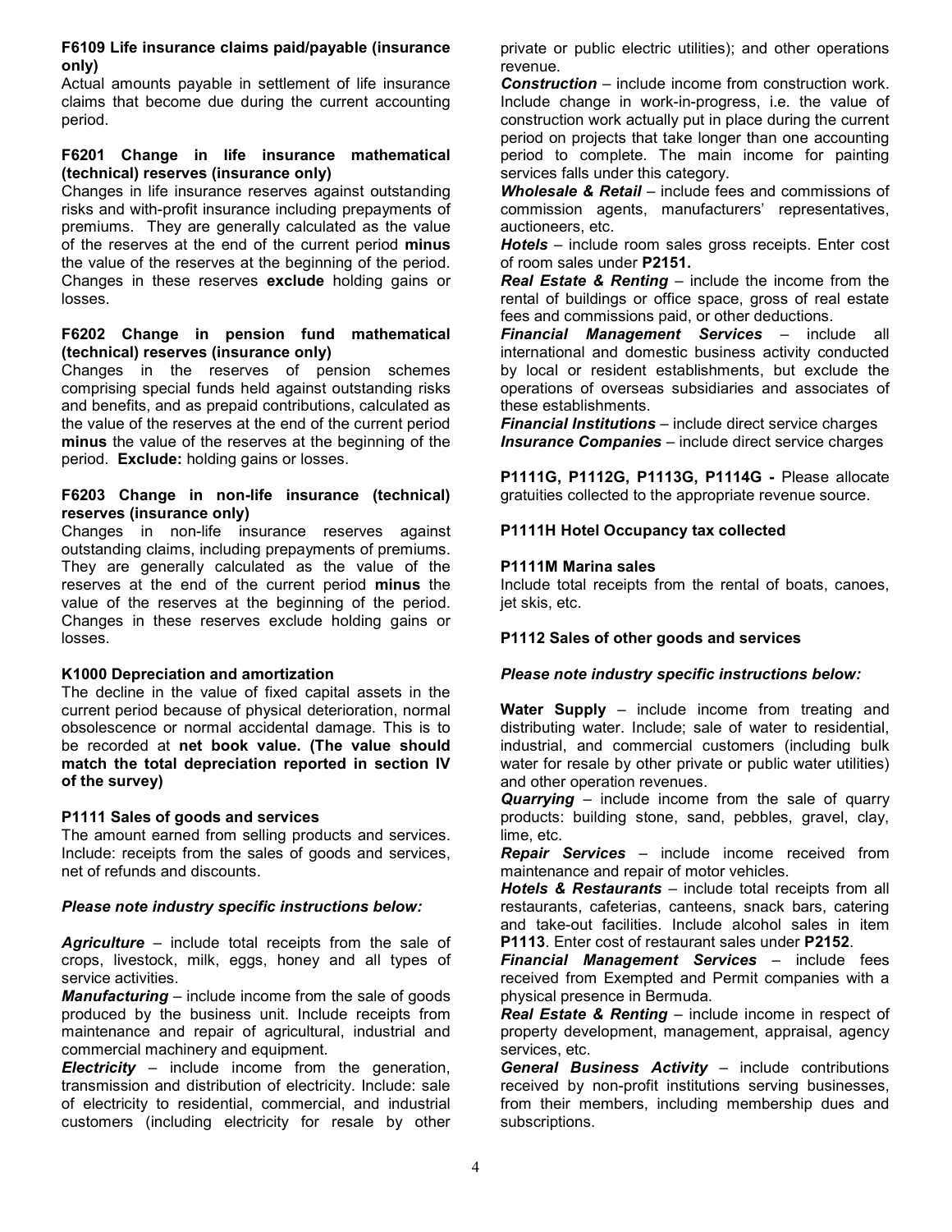**F6109 Life insurance claims paid/payable (insurance only)**

Actual amounts payable in settlement of life insurance claims that become due during the current accounting period.

**F6201 Change in life insurance mathematical (technical) reserves (insurance only)**

Changes in life insurance reserves against outstanding risks and with-profit insurance including prepayments of premiums. They are generally calculated as the value of the reserves at the end of the current period **minus** the value of the reserves at the beginning of the period. Changes in these reserves **exclude** holding gains or losses.

**F6202 Change in pension fund mathematical (technical) reserves (insurance only)**

Changes in the reserves of pension schemes comprising special funds held against outstanding risks and benefits, and as prepaid contributions, calculated as the value of the reserves at the end of the current period **minus** the value of the reserves at the beginning of the period. **Exclude:** holding gains or losses.

**F6203 Change in non-life insurance (technical) reserves (insurance only)**

Changes in non-life insurance reserves against outstanding claims, including prepayments of premiums. They are generally calculated as the value of the reserves at the end of the current period **minus** the value of the reserves at the beginning of the period. Changes in these reserves exclude holding gains or losses.

**K1000 Depreciation and amortization**

The decline in the value of fixed capital assets in the current period because of physical deterioration, normal obsolescence or normal accidental damage. This is to be recorded at **net book value. (The value should match the total depreciation reported in section IV of the survey)**

**P1111 Sales of goods and services**

The amount earned from selling products and services. Include: receipts from the sales of goods and services, net of refunds and discounts.

***Please note industry specific instructions below:***

***Agriculture*** – include total receipts from the sale of crops, livestock, milk, eggs, honey and all types of service activities.

***Manufacturing*** – include income from the sale of goods produced by the business unit. Include receipts from maintenance and repair of agricultural, industrial and commercial machinery and equipment.

***Electricity*** – include income from the generation, transmission and distribution of electricity. Include: sale of electricity to residential, commercial, and industrial customers (including electricity for resale by other private or public electric utilities); and other operations revenue.

***Construction*** – include income from construction work. Include change in work-in-progress, i.e. the value of construction work actually put in place during the current period on projects that take longer than one accounting period to complete. The main income for painting services falls under this category.

***Wholesale & Retail*** – include fees and commissions of commission agents, manufacturers' representatives, auctioneers, etc.

***Hotels*** – include room sales gross receipts. Enter cost of room sales under **P2151.**

***Real Estate & Renting*** – include the income from the rental of buildings or office space, gross of real estate fees and commissions paid, or other deductions.

***Financial Management Services*** – include all international and domestic business activity conducted by local or resident establishments, but exclude the operations of overseas subsidiaries and associates of these establishments.

***Financial Institutions*** – include direct service charges

***Insurance Companies*** – include direct service charges

**P1111G, P1112G, P1113G, P1114G -** Please allocate gratuities collected to the appropriate revenue source.

**P1111H Hotel Occupancy tax collected**

**P1111M Marina sales**

Include total receipts from the rental of boats, canoes, jet skis, etc.

**P1112 Sales of other goods and services**

***Please note industry specific instructions below:***

**Water Supply** – include income from treating and distributing water. Include; sale of water to residential, industrial, and commercial customers (including bulk water for resale by other private or public water utilities) and other operation revenues.

***Quarrying*** – include income from the sale of quarry products: building stone, sand, pebbles, gravel, clay, lime, etc.

***Repair Services*** – include income received from maintenance and repair of motor vehicles.

***Hotels & Restaurants*** – include total receipts from all restaurants, cafeterias, canteens, snack bars, catering and take-out facilities. Include alcohol sales in item **P1113**. Enter cost of restaurant sales under **P2152**.

***Financial Management Services*** – include fees received from Exempted and Permit companies with a physical presence in Bermuda.

***Real Estate & Renting*** – include income in respect of property development, management, appraisal, agency services, etc.

***General Business Activity*** – include contributions received by non-profit institutions serving businesses, from their members, including membership dues and subscriptions.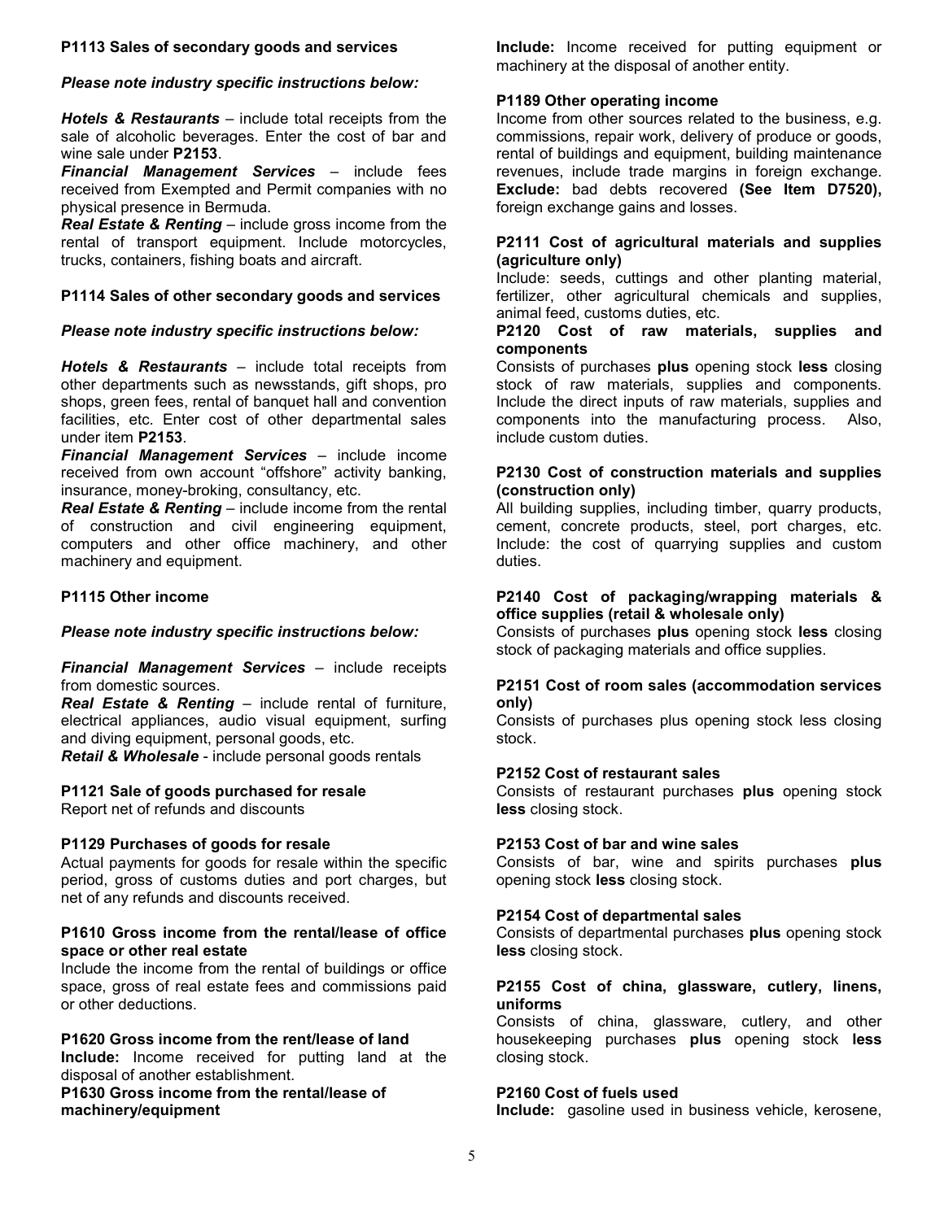### P1113 Sales of secondary goods and services

***Please note industry specific instructions below:***

***Hotels & Restaurants*** – include total receipts from the sale of alcoholic beverages. Enter the cost of bar and wine sale under **P2153**.

***Financial Management Services*** – include fees received from Exempted and Permit companies with no physical presence in Bermuda.

***Real Estate & Renting*** – include gross income from the rental of transport equipment. Include motorcycles, trucks, containers, fishing boats and aircraft.

### P1114 Sales of other secondary goods and services

***Please note industry specific instructions below:***

***Hotels & Restaurants*** – include total receipts from other departments such as newsstands, gift shops, pro shops, green fees, rental of banquet hall and convention facilities, etc. Enter cost of other departmental sales under item **P2153**.

***Financial Management Services*** – include income received from own account "offshore" activity banking, insurance, money-broking, consultancy, etc.

***Real Estate & Renting*** – include income from the rental of construction and civil engineering equipment, computers and other office machinery, and other machinery and equipment.

### P1115 Other income

***Please note industry specific instructions below:***

***Financial Management Services*** – include receipts from domestic sources.

***Real Estate & Renting*** – include rental of furniture, electrical appliances, audio visual equipment, surfing and diving equipment, personal goods, etc.

***Retail & Wholesale*** - include personal goods rentals

### P1121 Sale of goods purchased for resale

Report net of refunds and discounts

### P1129 Purchases of goods for resale

Actual payments for goods for resale within the specific period, gross of customs duties and port charges, but net of any refunds and discounts received.

### P1610 Gross income from the rental/lease of office space or other real estate

Include the income from the rental of buildings or office space, gross of real estate fees and commissions paid or other deductions.

### P1620 Gross income from the rent/lease of land

**Include:** Income received for putting land at the disposal of another establishment.

### P1630 Gross income from the rental/lease of machinery/equipment

**Include:** Income received for putting equipment or machinery at the disposal of another entity.

### P1189 Other operating income

Income from other sources related to the business, e.g. commissions, repair work, delivery of produce or goods, rental of buildings and equipment, building maintenance revenues, include trade margins in foreign exchange. **Exclude:** bad debts recovered **(See Item D7520),** foreign exchange gains and losses.

### P2111 Cost of agricultural materials and supplies (agriculture only)

Include: seeds, cuttings and other planting material, fertilizer, other agricultural chemicals and supplies, animal feed, customs duties, etc.

### P2120 Cost of raw materials, supplies and components

Consists of purchases **plus** opening stock **less** closing stock of raw materials, supplies and components. Include the direct inputs of raw materials, supplies and components into the manufacturing process. Also, include custom duties.

### P2130 Cost of construction materials and supplies (construction only)

All building supplies, including timber, quarry products, cement, concrete products, steel, port charges, etc. Include: the cost of quarrying supplies and custom duties.

### P2140 Cost of packaging/wrapping materials & office supplies (retail & wholesale only)

Consists of purchases **plus** opening stock **less** closing stock of packaging materials and office supplies.

### P2151 Cost of room sales (accommodation services only)

Consists of purchases plus opening stock less closing stock.

### P2152 Cost of restaurant sales

Consists of restaurant purchases **plus** opening stock **less** closing stock.

### P2153 Cost of bar and wine sales

Consists of bar, wine and spirits purchases **plus** opening stock **less** closing stock.

### P2154 Cost of departmental sales

Consists of departmental purchases **plus** opening stock **less** closing stock.

### P2155 Cost of china, glassware, cutlery, linens, uniforms

Consists of china, glassware, cutlery, and other housekeeping purchases **plus** opening stock **less** closing stock.

### P2160 Cost of fuels used

**Include:** gasoline used in business vehicle, kerosene,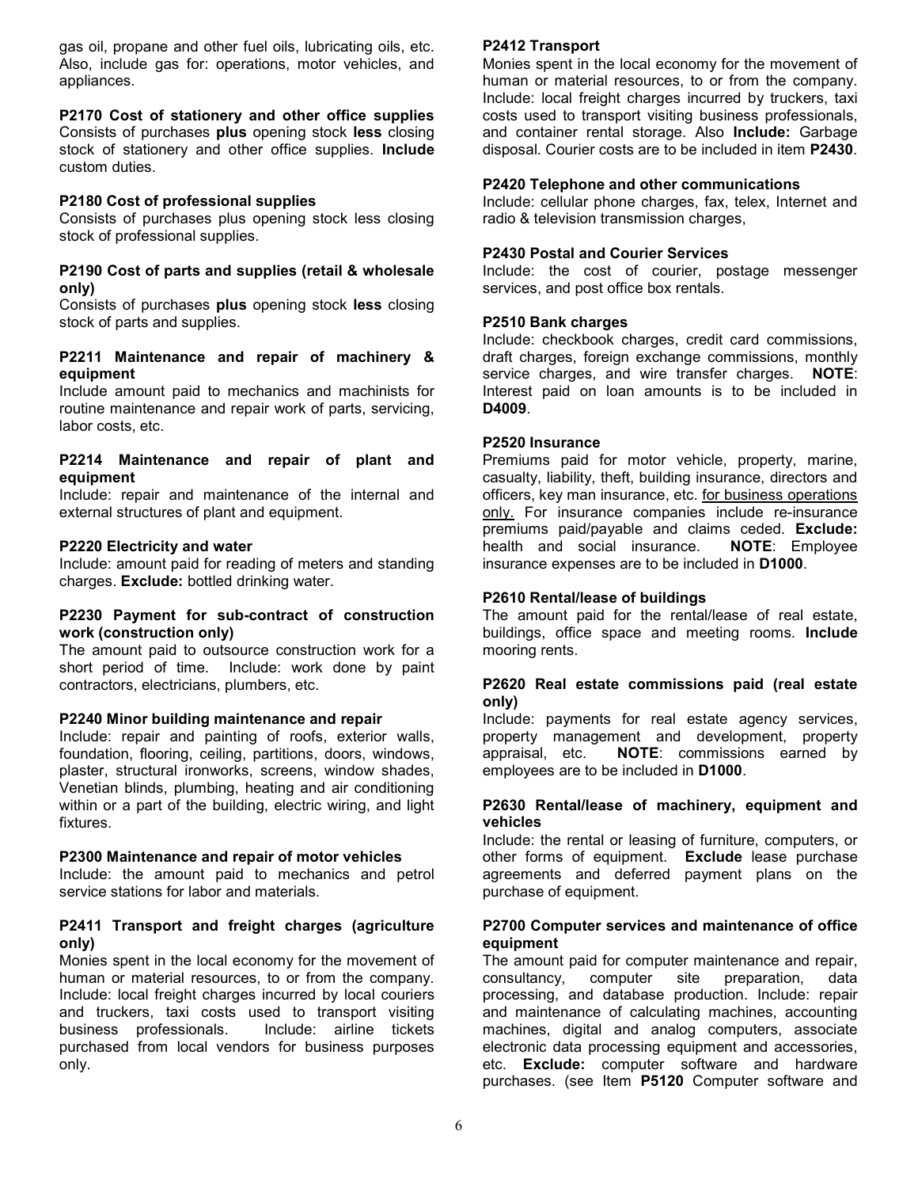gas oil, propane and other fuel oils, lubricating oils, etc. Also, include gas for: operations, motor vehicles, and appliances.

**P2170 Cost of stationery and other office supplies**
Consists of purchases **plus** opening stock **less** closing stock of stationery and other office supplies. **Include** custom duties.

**P2180 Cost of professional supplies**
Consists of purchases plus opening stock less closing stock of professional supplies.

**P2190 Cost of parts and supplies (retail & wholesale only)**
Consists of purchases **plus** opening stock **less** closing stock of parts and supplies.

**P2211 Maintenance and repair of machinery & equipment**
Include amount paid to mechanics and machinists for routine maintenance and repair work of parts, servicing, labor costs, etc.

**P2214 Maintenance and repair of plant and equipment**
Include: repair and maintenance of the internal and external structures of plant and equipment.

**P2220 Electricity and water**
Include: amount paid for reading of meters and standing charges. **Exclude:** bottled drinking water.

**P2230 Payment for sub-contract of construction work (construction only)**
The amount paid to outsource construction work for a short period of time. Include: work done by paint contractors, electricians, plumbers, etc.

**P2240 Minor building maintenance and repair**
Include: repair and painting of roofs, exterior walls, foundation, flooring, ceiling, partitions, doors, windows, plaster, structural ironworks, screens, window shades, Venetian blinds, plumbing, heating and air conditioning within or a part of the building, electric wiring, and light fixtures.

**P2300 Maintenance and repair of motor vehicles**
Include: the amount paid to mechanics and petrol service stations for labor and materials.

**P2411 Transport and freight charges (agriculture only)**
Monies spent in the local economy for the movement of human or material resources, to or from the company. Include: local freight charges incurred by local couriers and truckers, taxi costs used to transport visiting business professionals. Include: airline tickets purchased from local vendors for business purposes only.

**P2412 Transport**
Monies spent in the local economy for the movement of human or material resources, to or from the company. Include: local freight charges incurred by truckers, taxi costs used to transport visiting business professionals, and container rental storage. Also **Include:** Garbage disposal. Courier costs are to be included in item **P2430**.

**P2420 Telephone and other communications**
Include: cellular phone charges, fax, telex, Internet and radio & television transmission charges,

**P2430 Postal and Courier Services**
Include: the cost of courier, postage messenger services, and post office box rentals.

**P2510 Bank charges**
Include: checkbook charges, credit card commissions, draft charges, foreign exchange commissions, monthly service charges, and wire transfer charges. **NOTE**: Interest paid on loan amounts is to be included in **D4009**.

**P2520 Insurance**
Premiums paid for motor vehicle, property, marine, casualty, liability, theft, building insurance, directors and officers, key man insurance, etc. <u>for business operations only.</u> For insurance companies include re-insurance premiums paid/payable and claims ceded. **Exclude:** health and social insurance. **NOTE**: Employee insurance expenses are to be included in **D1000**.

**P2610 Rental/lease of buildings**
The amount paid for the rental/lease of real estate, buildings, office space and meeting rooms. **Include** mooring rents.

**P2620 Real estate commissions paid (real estate only)**
Include: payments for real estate agency services, property management and development, property appraisal, etc. **NOTE**: commissions earned by employees are to be included in **D1000**.

**P2630 Rental/lease of machinery, equipment and vehicles**
Include: the rental or leasing of furniture, computers, or other forms of equipment. **Exclude** lease purchase agreements and deferred payment plans on the purchase of equipment.

**P2700 Computer services and maintenance of office equipment**
The amount paid for computer maintenance and repair, consultancy, computer site preparation, data processing, and database production. Include: repair and maintenance of calculating machines, accounting machines, digital and analog computers, associate electronic data processing equipment and accessories, etc. **Exclude:** computer software and hardware purchases. (see Item **P5120** Computer software and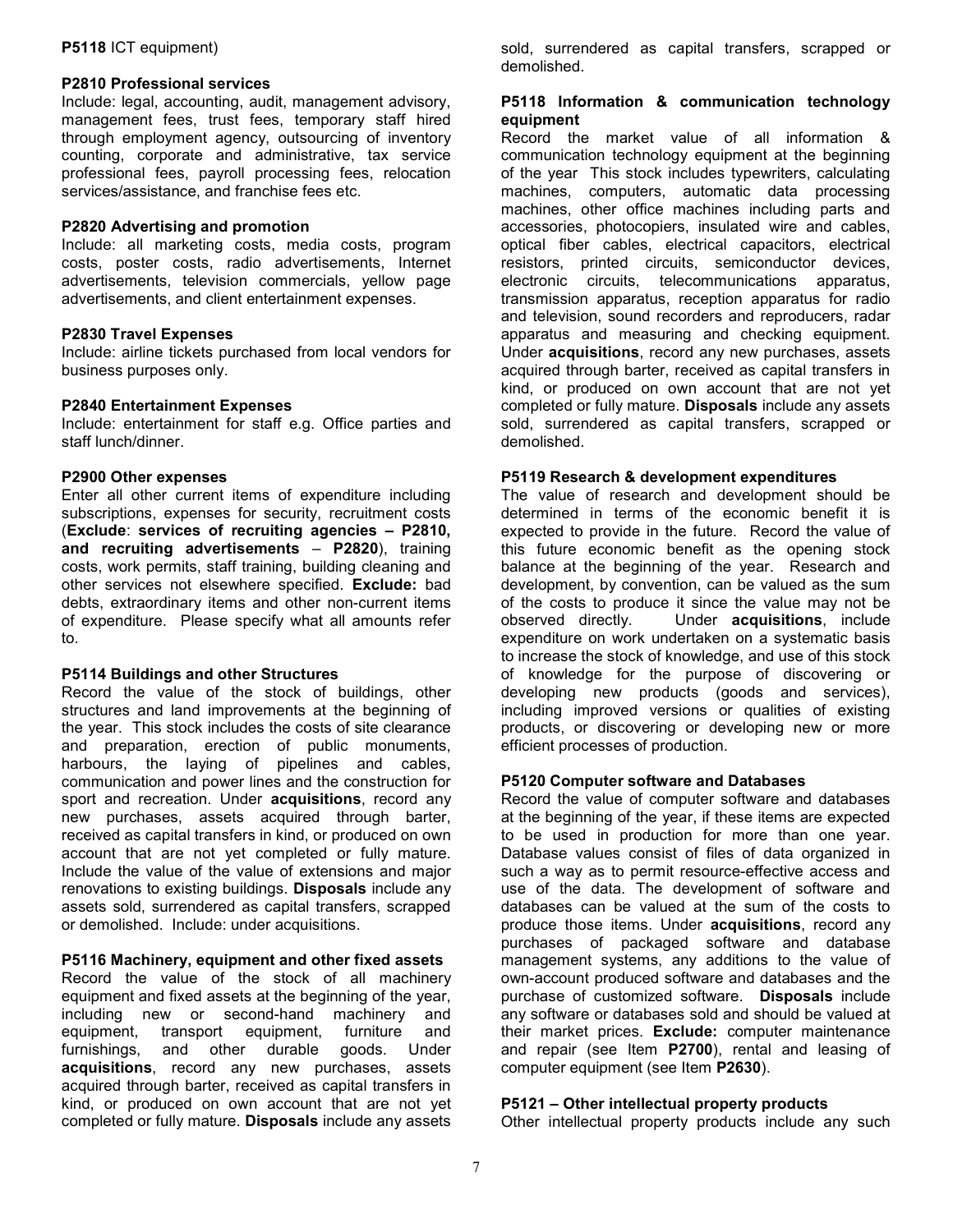**P5118** ICT equipment)

**P2810 Professional services**

Include: legal, accounting, audit, management advisory, management fees, trust fees, temporary staff hired through employment agency, outsourcing of inventory counting, corporate and administrative, tax service professional fees, payroll processing fees, relocation services/assistance, and franchise fees etc.

**P2820 Advertising and promotion**

Include: all marketing costs, media costs, program costs, poster costs, radio advertisements, Internet advertisements, television commercials, yellow page advertisements, and client entertainment expenses.

**P2830 Travel Expenses**

Include: airline tickets purchased from local vendors for business purposes only.

**P2840 Entertainment Expenses**

Include: entertainment for staff e.g. Office parties and staff lunch/dinner.

**P2900 Other expenses**

Enter all other current items of expenditure including subscriptions, expenses for security, recruitment costs (**Exclude**: **services of recruiting agencies – P2810, and recruiting advertisements** – **P2820**), training costs, work permits, staff training, building cleaning and other services not elsewhere specified. **Exclude:** bad debts, extraordinary items and other non-current items of expenditure. Please specify what all amounts refer to.

**P5114 Buildings and other Structures**

Record the value of the stock of buildings, other structures and land improvements at the beginning of the year. This stock includes the costs of site clearance and preparation, erection of public monuments, harbours, the laying of pipelines and cables, communication and power lines and the construction for sport and recreation. Under **acquisitions**, record any new purchases, assets acquired through barter, received as capital transfers in kind, or produced on own account that are not yet completed or fully mature. Include the value of the value of extensions and major renovations to existing buildings. **Disposals** include any assets sold, surrendered as capital transfers, scrapped or demolished. Include: under acquisitions.

**P5116 Machinery, equipment and other fixed assets**

Record the value of the stock of all machinery equipment and fixed assets at the beginning of the year, including new or second-hand machinery and equipment, transport equipment, furniture and furnishings, and other durable goods. Under **acquisitions**, record any new purchases, assets acquired through barter, received as capital transfers in kind, or produced on own account that are not yet completed or fully mature. **Disposals** include any assets sold, surrendered as capital transfers, scrapped or demolished.

**P5118 Information & communication technology equipment**

Record the market value of all information & communication technology equipment at the beginning of the year This stock includes typewriters, calculating machines, computers, automatic data processing machines, other office machines including parts and accessories, photocopiers, insulated wire and cables, optical fiber cables, electrical capacitors, electrical resistors, printed circuits, semiconductor devices, electronic circuits, telecommunications apparatus, transmission apparatus, reception apparatus for radio and television, sound recorders and reproducers, radar apparatus and measuring and checking equipment. Under **acquisitions**, record any new purchases, assets acquired through barter, received as capital transfers in kind, or produced on own account that are not yet completed or fully mature. **Disposals** include any assets sold, surrendered as capital transfers, scrapped or demolished.

**P5119 Research & development expenditures**

The value of research and development should be determined in terms of the economic benefit it is expected to provide in the future. Record the value of this future economic benefit as the opening stock balance at the beginning of the year. Research and development, by convention, can be valued as the sum of the costs to produce it since the value may not be observed directly. Under **acquisitions**, include expenditure on work undertaken on a systematic basis to increase the stock of knowledge, and use of this stock of knowledge for the purpose of discovering or developing new products (goods and services), including improved versions or qualities of existing products, or discovering or developing new or more efficient processes of production.

**P5120 Computer software and Databases**

Record the value of computer software and databases at the beginning of the year, if these items are expected to be used in production for more than one year. Database values consist of files of data organized in such a way as to permit resource-effective access and use of the data. The development of software and databases can be valued at the sum of the costs to produce those items. Under **acquisitions**, record any purchases of packaged software and database management systems, any additions to the value of own-account produced software and databases and the purchase of customized software. **Disposals** include any software or databases sold and should be valued at their market prices. **Exclude:** computer maintenance and repair (see Item **P2700**), rental and leasing of computer equipment (see Item **P2630**).

**P5121 – Other intellectual property products**

Other intellectual property products include any such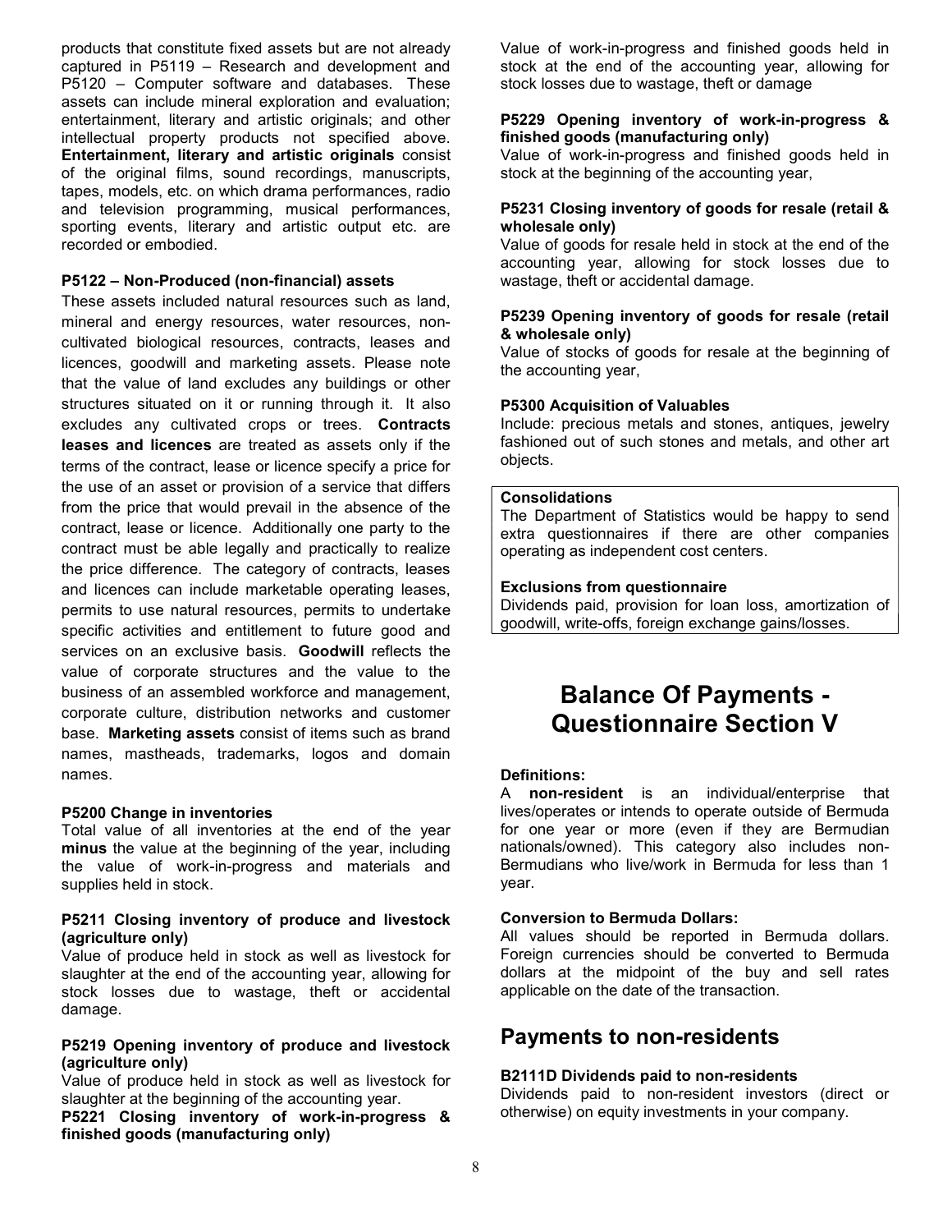products that constitute fixed assets but are not already captured in P5119 – Research and development and P5120 – Computer software and databases. These assets can include mineral exploration and evaluation; entertainment, literary and artistic originals; and other intellectual property products not specified above. **Entertainment, literary and artistic originals** consist of the original films, sound recordings, manuscripts, tapes, models, etc. on which drama performances, radio and television programming, musical performances, sporting events, literary and artistic output etc. are recorded or embodied.

**P5122 – Non-Produced (non-financial) assets**

These assets included natural resources such as land, mineral and energy resources, water resources, non-cultivated biological resources, contracts, leases and licences, goodwill and marketing assets. Please note that the value of land excludes any buildings or other structures situated on it or running through it. It also excludes any cultivated crops or trees. **Contracts leases and licences** are treated as assets only if the terms of the contract, lease or licence specify a price for the use of an asset or provision of a service that differs from the price that would prevail in the absence of the contract, lease or licence. Additionally one party to the contract must be able legally and practically to realize the price difference. The category of contracts, leases and licences can include marketable operating leases, permits to use natural resources, permits to undertake specific activities and entitlement to future good and services on an exclusive basis. **Goodwill** reflects the value of corporate structures and the value to the business of an assembled workforce and management, corporate culture, distribution networks and customer base. **Marketing assets** consist of items such as brand names, mastheads, trademarks, logos and domain names.

**P5200 Change in inventories**

Total value of all inventories at the end of the year **minus** the value at the beginning of the year, including the value of work-in-progress and materials and supplies held in stock.

**P5211 Closing inventory of produce and livestock (agriculture only)**

Value of produce held in stock as well as livestock for slaughter at the end of the accounting year, allowing for stock losses due to wastage, theft or accidental damage.

**P5219 Opening inventory of produce and livestock (agriculture only)**

Value of produce held in stock as well as livestock for slaughter at the beginning of the accounting year.

**P5221 Closing inventory of work-in-progress & finished goods (manufacturing only)**

Value of work-in-progress and finished goods held in stock at the end of the accounting year, allowing for stock losses due to wastage, theft or damage

**P5229 Opening inventory of work-in-progress & finished goods (manufacturing only)**

Value of work-in-progress and finished goods held in stock at the beginning of the accounting year,

**P5231 Closing inventory of goods for resale (retail & wholesale only)**

Value of goods for resale held in stock at the end of the accounting year, allowing for stock losses due to wastage, theft or accidental damage.

**P5239 Opening inventory of goods for resale (retail & wholesale only)**

Value of stocks of goods for resale at the beginning of the accounting year,

**P5300 Acquisition of Valuables**

Include: precious metals and stones, antiques, jewelry fashioned out of such stones and metals, and other art objects.

**Consolidations**

The Department of Statistics would be happy to send extra questionnaires if there are other companies operating as independent cost centers.

**Exclusions from questionnaire**

Dividends paid, provision for loan loss, amortization of goodwill, write-offs, foreign exchange gains/losses.

# Balance Of Payments - Questionnaire Section V

**Definitions:**

A **non-resident** is an individual/enterprise that lives/operates or intends to operate outside of Bermuda for one year or more (even if they are Bermudian nationals/owned). This category also includes non-Bermudians who live/work in Bermuda for less than 1 year.

**Conversion to Bermuda Dollars:**

All values should be reported in Bermuda dollars. Foreign currencies should be converted to Bermuda dollars at the midpoint of the buy and sell rates applicable on the date of the transaction.

## Payments to non-residents

**B2111D Dividends paid to non-residents**

Dividends paid to non-resident investors (direct or otherwise) on equity investments in your company.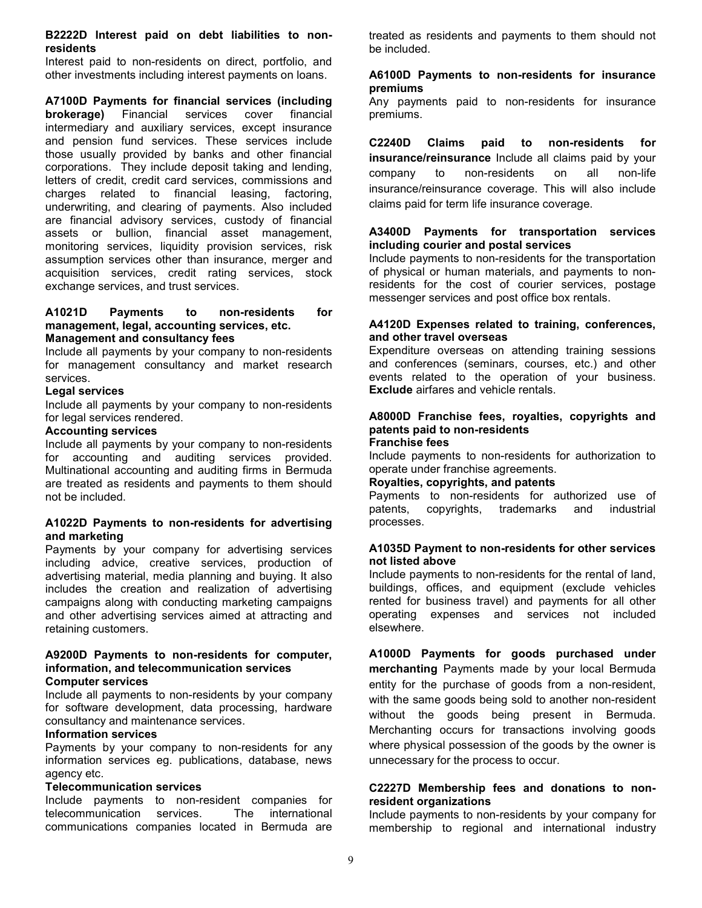**B2222D Interest paid on debt liabilities to non-residents**

Interest paid to non-residents on direct, portfolio, and other investments including interest payments on loans.

**A7100D Payments for financial services (including brokerage)** Financial services cover financial intermediary and auxiliary services, except insurance and pension fund services. These services include those usually provided by banks and other financial corporations. They include deposit taking and lending, letters of credit, credit card services, commissions and charges related to financial leasing, factoring, underwriting, and clearing of payments. Also included are financial advisory services, custody of financial assets or bullion, financial asset management, monitoring services, liquidity provision services, risk assumption services other than insurance, merger and acquisition services, credit rating services, stock exchange services, and trust services.

**A1021D Payments to non-residents for management, legal, accounting services, etc.**

**Management and consultancy fees**

Include all payments by your company to non-residents for management consultancy and market research services.

**Legal services**

Include all payments by your company to non-residents for legal services rendered.

**Accounting services**

Include all payments by your company to non-residents for accounting and auditing services provided. Multinational accounting and auditing firms in Bermuda are treated as residents and payments to them should not be included.

**A1022D Payments to non-residents for advertising and marketing**

Payments by your company for advertising services including advice, creative services, production of advertising material, media planning and buying. It also includes the creation and realization of advertising campaigns along with conducting marketing campaigns and other advertising services aimed at attracting and retaining customers.

**A9200D Payments to non-residents for computer, information, and telecommunication services**

**Computer services**

Include all payments to non-residents by your company for software development, data processing, hardware consultancy and maintenance services.

**Information services**

Payments by your company to non-residents for any information services eg. publications, database, news agency etc.

**Telecommunication services**

Include payments to non-resident companies for telecommunication services. The international communications companies located in Bermuda are treated as residents and payments to them should not be included.

**A6100D Payments to non-residents for insurance premiums**

Any payments paid to non-residents for insurance premiums.

**C2240D Claims paid to non-residents for insurance/reinsurance** Include all claims paid by your company to non-residents on all non-life insurance/reinsurance coverage. This will also include claims paid for term life insurance coverage.

**A3400D Payments for transportation services including courier and postal services**

Include payments to non-residents for the transportation of physical or human materials, and payments to non-residents for the cost of courier services, postage messenger services and post office box rentals.

**A4120D Expenses related to training, conferences, and other travel overseas**

Expenditure overseas on attending training sessions and conferences (seminars, courses, etc.) and other events related to the operation of your business. **Exclude** airfares and vehicle rentals.

**A8000D Franchise fees, royalties, copyrights and patents paid to non-residents**

**Franchise fees**

Include payments to non-residents for authorization to operate under franchise agreements.

**Royalties, copyrights, and patents**

Payments to non-residents for authorized use of patents, copyrights, trademarks and industrial processes.

**A1035D Payment to non-residents for other services not listed above**

Include payments to non-residents for the rental of land, buildings, offices, and equipment (exclude vehicles rented for business travel) and payments for all other operating expenses and services not included elsewhere.

**A1000D Payments for goods purchased under merchanting** Payments made by your local Bermuda entity for the purchase of goods from a non-resident, with the same goods being sold to another non-resident without the goods being present in Bermuda. Merchanting occurs for transactions involving goods where physical possession of the goods by the owner is unnecessary for the process to occur.

**C2227D Membership fees and donations to non-resident organizations**

Include payments to non-residents by your company for membership to regional and international industry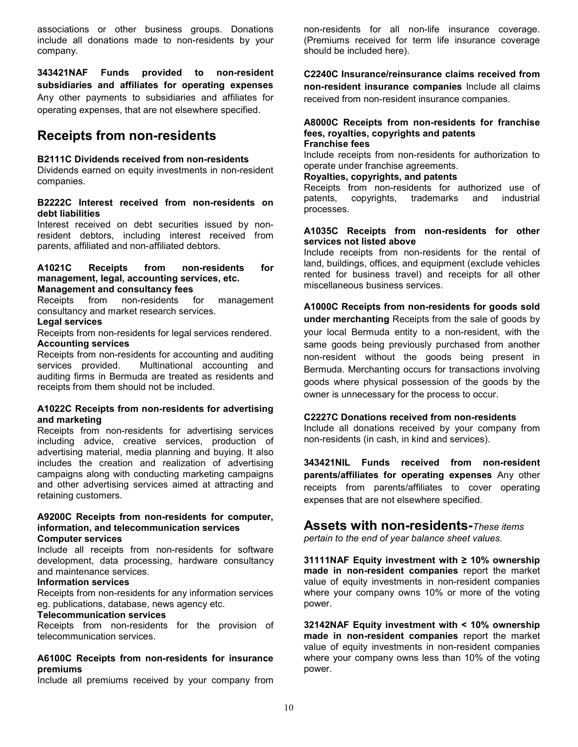associations or other business groups. Donations include all donations made to non-residents by your company.

**343421NAF Funds provided to non-resident subsidiaries and affiliates for operating expenses** Any other payments to subsidiaries and affiliates for operating expenses, that are not elsewhere specified.

## Receipts from non-residents

**B2111C Dividends received from non-residents**
Dividends earned on equity investments in non-resident companies.

**B2222C Interest received from non-residents on debt liabilities**
Interest received on debt securities issued by non-resident debtors, including interest received from parents, affiliated and non-affiliated debtors.

**A1021C Receipts from non-residents for management, legal, accounting services, etc.**
**Management and consultancy fees**
Receipts from non-residents for management consultancy and market research services.
**Legal services**
Receipts from non-residents for legal services rendered.
**Accounting services**
Receipts from non-residents for accounting and auditing services provided. Multinational accounting and auditing firms in Bermuda are treated as residents and receipts from them should not be included.

**A1022C Receipts from non-residents for advertising and marketing**
Receipts from non-residents for advertising services including advice, creative services, production of advertising material, media planning and buying. It also includes the creation and realization of advertising campaigns along with conducting marketing campaigns and other advertising services aimed at attracting and retaining customers.

**A9200C Receipts from non-residents for computer, information, and telecommunication services**
**Computer services**
Include all receipts from non-residents for software development, data processing, hardware consultancy and maintenance services.
**Information services**
Receipts from non-residents for any information services eg. publications, database, news agency etc.
**Telecommunication services**
Receipts from non-residents for the provision of telecommunication services.

**A6100C Receipts from non-residents for insurance premiums**
Include all premiums received by your company from non-residents for all non-life insurance coverage. (Premiums received for term life insurance coverage should be included here).

**C2240C Insurance/reinsurance claims received from non-resident insurance companies** Include all claims received from non-resident insurance companies.

**A8000C Receipts from non-residents for franchise fees, royalties, copyrights and patents**
**Franchise fees**
Include receipts from non-residents for authorization to operate under franchise agreements.
**Royalties, copyrights, and patents**
Receipts from non-residents for authorized use of patents, copyrights, trademarks and industrial processes.

**A1035C Receipts from non-residents for other services not listed above**
Include receipts from non-residents for the rental of land, buildings, offices, and equipment (exclude vehicles rented for business travel) and receipts for all other miscellaneous business services.

**A1000C Receipts from non-residents for goods sold under merchanting** Receipts from the sale of goods by your local Bermuda entity to a non-resident, with the same goods being previously purchased from another non-resident without the goods being present in Bermuda. Merchanting occurs for transactions involving goods where physical possession of the goods by the owner is unnecessary for the process to occur.

**C2227C Donations received from non-residents**
Include all donations received by your company from non-residents (in cash, in kind and services).

**343421NIL Funds received from non-resident parents/affiliates for operating expenses** Any other receipts from parents/affiliates to cover operating expenses that are not elsewhere specified.

## Assets with non-residents-*These items pertain to the end of year balance sheet values.*

**31111NAF Equity investment with ≥ 10% ownership made in non-resident companies** report the market value of equity investments in non-resident companies where your company owns 10% or more of the voting power.

**32142NAF Equity investment with < 10% ownership made in non-resident companies** report the market value of equity investments in non-resident companies where your company owns less than 10% of the voting power.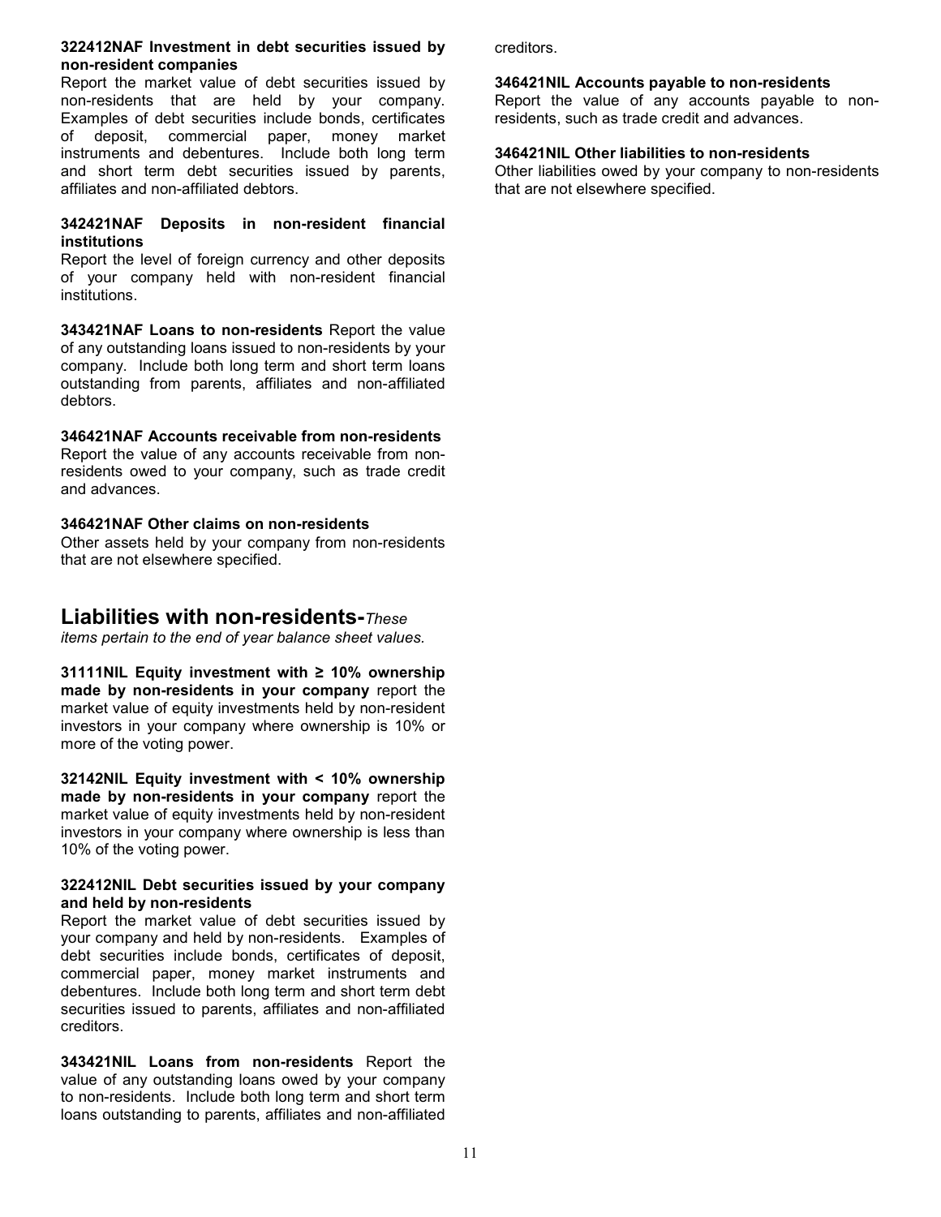**322412NAF Investment in debt securities issued by non-resident companies**

Report the market value of debt securities issued by non-residents that are held by your company. Examples of debt securities include bonds, certificates of deposit, commercial paper, money market instruments and debentures. Include both long term and short term debt securities issued by parents, affiliates and non-affiliated debtors.

**342421NAF Deposits in non-resident financial institutions**

Report the level of foreign currency and other deposits of your company held with non-resident financial institutions.

**343421NAF Loans to non-residents** Report the value of any outstanding loans issued to non-residents by your company. Include both long term and short term loans outstanding from parents, affiliates and non-affiliated debtors.

**346421NAF Accounts receivable from non-residents**

Report the value of any accounts receivable from non-residents owed to your company, such as trade credit and advances.

**346421NAF Other claims on non-residents**

Other assets held by your company from non-residents that are not elsewhere specified.

## Liabilities with non-residents-*These items pertain to the end of year balance sheet values.*

**31111NIL Equity investment with ≥ 10% ownership made by non-residents in your company** report the market value of equity investments held by non-resident investors in your company where ownership is 10% or more of the voting power.

**32142NIL Equity investment with < 10% ownership made by non-residents in your company** report the market value of equity investments held by non-resident investors in your company where ownership is less than 10% of the voting power.

**322412NIL Debt securities issued by your company and held by non-residents**

Report the market value of debt securities issued by your company and held by non-residents. Examples of debt securities include bonds, certificates of deposit, commercial paper, money market instruments and debentures. Include both long term and short term debt securities issued to parents, affiliates and non-affiliated creditors.

**343421NIL Loans from non-residents** Report the value of any outstanding loans owed by your company to non-residents. Include both long term and short term loans outstanding to parents, affiliates and non-affiliated creditors.

**346421NIL Accounts payable to non-residents**

Report the value of any accounts payable to non-residents, such as trade credit and advances.

**346421NIL Other liabilities to non-residents**

Other liabilities owed by your company to non-residents that are not elsewhere specified.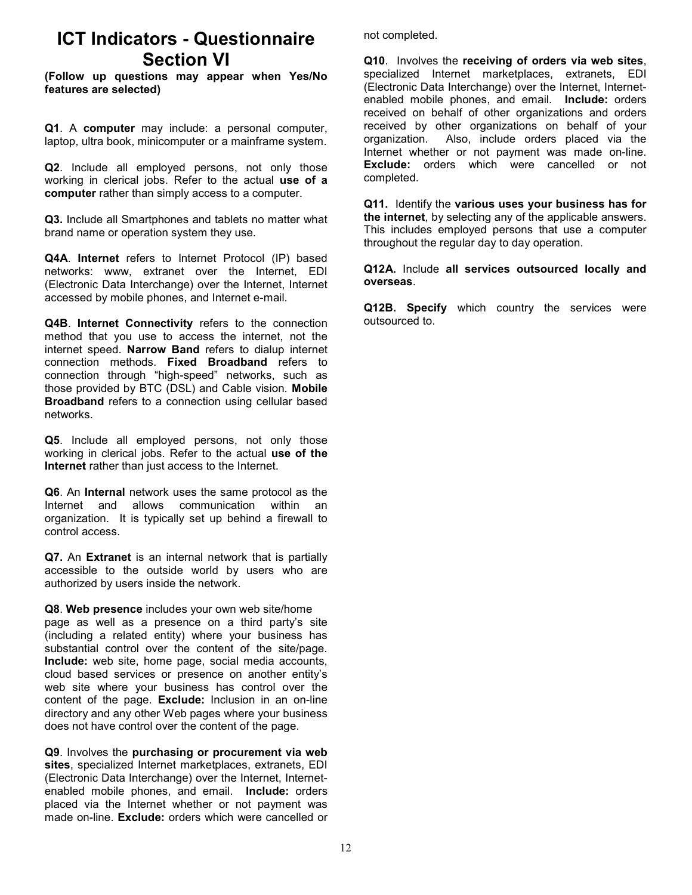# ICT Indicators - Questionnaire Section VI

**(Follow up questions may appear when Yes/No features are selected)**

**Q1**. A **computer** may include: a personal computer, laptop, ultra book, minicomputer or a mainframe system.

**Q2**. Include all employed persons, not only those working in clerical jobs. Refer to the actual **use of a computer** rather than simply access to a computer.

**Q3.** Include all Smartphones and tablets no matter what brand name or operation system they use.

**Q4A**. **Internet** refers to Internet Protocol (IP) based networks: www, extranet over the Internet, EDI (Electronic Data Interchange) over the Internet, Internet accessed by mobile phones, and Internet e-mail.

**Q4B**. **Internet Connectivity** refers to the connection method that you use to access the internet, not the internet speed. **Narrow Band** refers to dialup internet connection methods. **Fixed Broadband** refers to connection through "high-speed" networks, such as those provided by BTC (DSL) and Cable vision. **Mobile Broadband** refers to a connection using cellular based networks.

**Q5**. Include all employed persons, not only those working in clerical jobs. Refer to the actual **use of the Internet** rather than just access to the Internet.

**Q6**. An **Internal** network uses the same protocol as the Internet and allows communication within an organization. It is typically set up behind a firewall to control access.

**Q7.** An **Extranet** is an internal network that is partially accessible to the outside world by users who are authorized by users inside the network.

**Q8**. **Web presence** includes your own web site/home page as well as a presence on a third party's site (including a related entity) where your business has substantial control over the content of the site/page. **Include:** web site, home page, social media accounts, cloud based services or presence on another entity's web site where your business has control over the content of the page. **Exclude:** Inclusion in an on-line directory and any other Web pages where your business does not have control over the content of the page.

**Q9**. Involves the **purchasing or procurement via web sites**, specialized Internet marketplaces, extranets, EDI (Electronic Data Interchange) over the Internet, Internet-enabled mobile phones, and email. **Include:** orders placed via the Internet whether or not payment was made on-line. **Exclude:** orders which were cancelled or not completed.

**Q10**. Involves the **receiving of orders via web sites**, specialized Internet marketplaces, extranets, EDI (Electronic Data Interchange) over the Internet, Internet-enabled mobile phones, and email. **Include:** orders received on behalf of other organizations and orders received by other organizations on behalf of your organization. Also, include orders placed via the Internet whether or not payment was made on-line. **Exclude:** orders which were cancelled or not completed.

**Q11.** Identify the **various uses your business has for the internet**, by selecting any of the applicable answers. This includes employed persons that use a computer throughout the regular day to day operation.

**Q12A.** Include **all services outsourced locally and overseas**.

**Q12B. Specify** which country the services were outsourced to.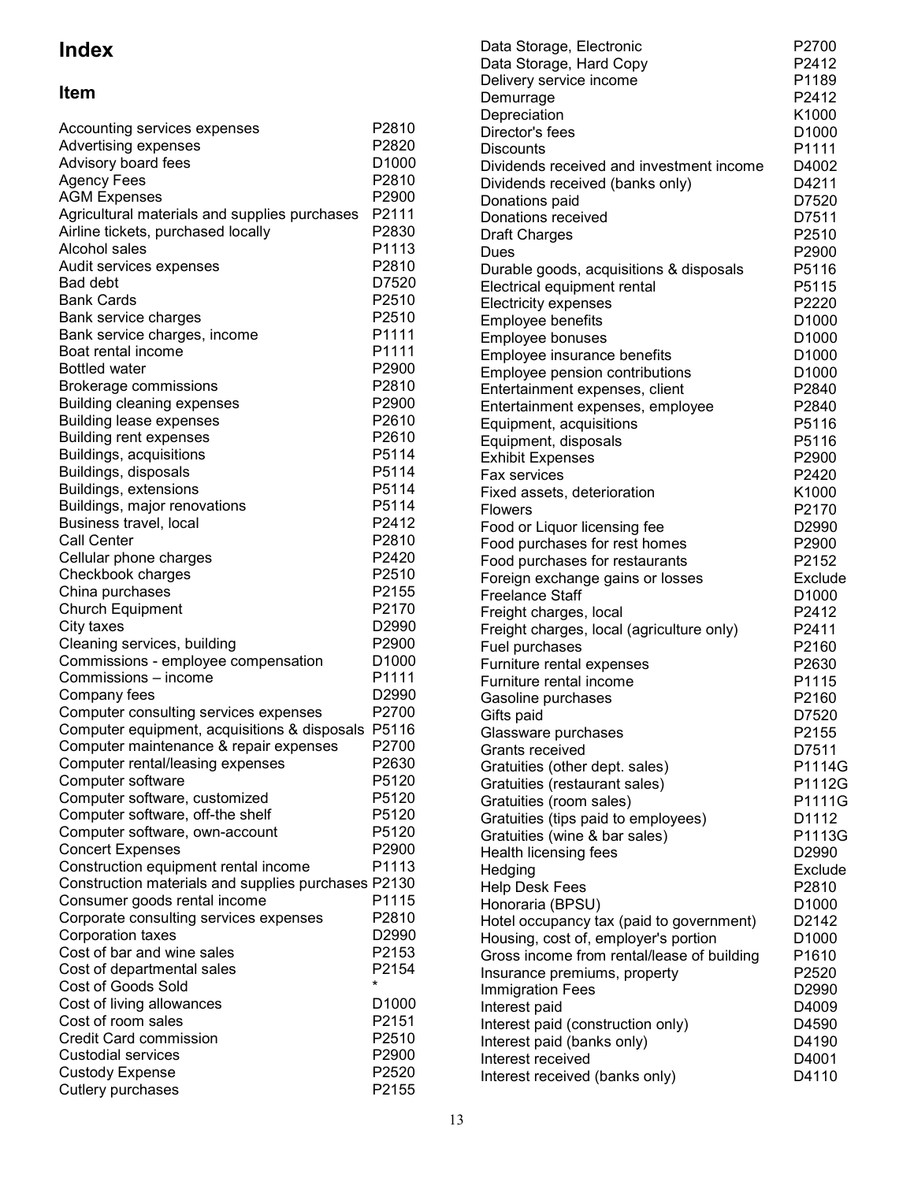# Index

## Item

| Item | Code |
|---|---|
| Accounting services expenses | P2810 |
| Advertising expenses | P2820 |
| Advisory board fees | D1000 |
| Agency Fees | P2810 |
| AGM Expenses | P2900 |
| Agricultural materials and supplies purchases | P2111 |
| Airline tickets, purchased locally | P2830 |
| Alcohol sales | P1113 |
| Audit services expenses | P2810 |
| Bad debt | D7520 |
| Bank Cards | P2510 |
| Bank service charges | P2510 |
| Bank service charges, income | P1111 |
| Boat rental income | P1111 |
| Bottled water | P2900 |
| Brokerage commissions | P2810 |
| Building cleaning expenses | P2900 |
| Building lease expenses | P2610 |
| Building rent expenses | P2610 |
| Buildings, acquisitions | P5114 |
| Buildings, disposals | P5114 |
| Buildings, extensions | P5114 |
| Buildings, major renovations | P5114 |
| Business travel, local | P2412 |
| Call Center | P2810 |
| Cellular phone charges | P2420 |
| Checkbook charges | P2510 |
| China purchases | P2155 |
| Church Equipment | P2170 |
| City taxes | D2990 |
| Cleaning services, building | P2900 |
| Commissions - employee compensation | D1000 |
| Commissions – income | P1111 |
| Company fees | D2990 |
| Computer consulting services expenses | P2700 |
| Computer equipment, acquisitions & disposals | P5116 |
| Computer maintenance & repair expenses | P2700 |
| Computer rental/leasing expenses | P2630 |
| Computer software | P5120 |
| Computer software, customized | P5120 |
| Computer software, off-the shelf | P5120 |
| Computer software, own-account | P5120 |
| Concert Expenses | P2900 |
| Construction equipment rental income | P1113 |
| Construction materials and supplies purchases | P2130 |
| Consumer goods rental income | P1115 |
| Corporate consulting services expenses | P2810 |
| Corporation taxes | D2990 |
| Cost of bar and wine sales | P2153 |
| Cost of departmental sales | P2154 |
| Cost of Goods Sold | * |
| Cost of living allowances | D1000 |
| Cost of room sales | P2151 |
| Credit Card commission | P2510 |
| Custodial services | P2900 |
| Custody Expense | P2520 |
| Cutlery purchases | P2155 |
| Data Storage, Electronic | P2700 |
| Data Storage, Hard Copy | P2412 |
| Delivery service income | P1189 |
| Demurrage | P2412 |
| Depreciation | K1000 |
| Director's fees | D1000 |
| Discounts | P1111 |
| Dividends received and investment income | D4002 |
| Dividends received (banks only) | D4211 |
| Donations paid | D7520 |
| Donations received | D7511 |
| Draft Charges | P2510 |
| Dues | P2900 |
| Durable goods, acquisitions & disposals | P5116 |
| Electrical equipment rental | P5115 |
| Electricity expenses | P2220 |
| Employee benefits | D1000 |
| Employee bonuses | D1000 |
| Employee insurance benefits | D1000 |
| Employee pension contributions | D1000 |
| Entertainment expenses, client | P2840 |
| Entertainment expenses, employee | P2840 |
| Equipment, acquisitions | P5116 |
| Equipment, disposals | P5116 |
| Exhibit Expenses | P2900 |
| Fax services | P2420 |
| Fixed assets, deterioration | K1000 |
| Flowers | P2170 |
| Food or Liquor licensing fee | D2990 |
| Food purchases for rest homes | P2900 |
| Food purchases for restaurants | P2152 |
| Foreign exchange gains or losses | Exclude |
| Freelance Staff | D1000 |
| Freight charges, local | P2412 |
| Freight charges, local (agriculture only) | P2411 |
| Fuel purchases | P2160 |
| Furniture rental expenses | P2630 |
| Furniture rental income | P1115 |
| Gasoline purchases | P2160 |
| Gifts paid | D7520 |
| Glassware purchases | P2155 |
| Grants received | D7511 |
| Gratuities (other dept. sales) | P1114G |
| Gratuities (restaurant sales) | P1112G |
| Gratuities (room sales) | P1111G |
| Gratuities (tips paid to employees) | D1112 |
| Gratuities (wine & bar sales) | P1113G |
| Health licensing fees | D2990 |
| Hedging | Exclude |
| Help Desk Fees | P2810 |
| Honoraria (BPSU) | D1000 |
| Hotel occupancy tax (paid to government) | D2142 |
| Housing, cost of, employer's portion | D1000 |
| Gross income from rental/lease of building | P1610 |
| Insurance premiums, property | P2520 |
| Immigration Fees | D2990 |
| Interest paid | D4009 |
| Interest paid (construction only) | D4590 |
| Interest paid (banks only) | D4190 |
| Interest received | D4001 |
| Interest received (banks only) | D4110 |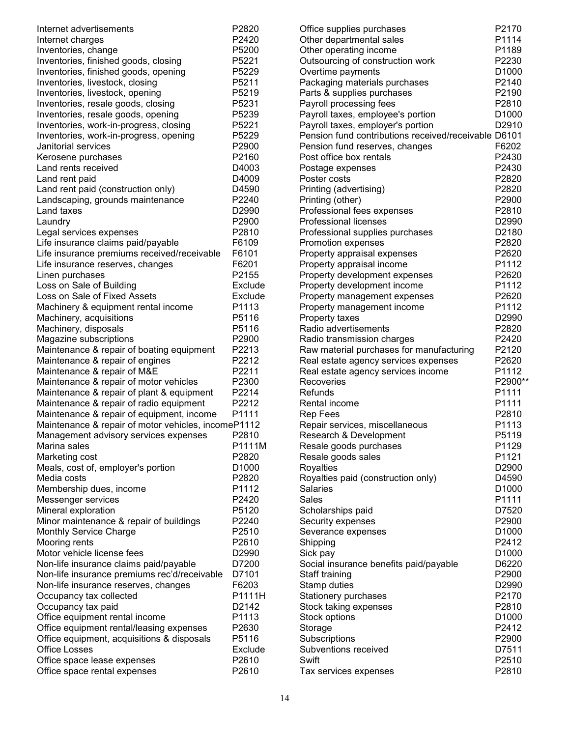| Item | Code |
|---|---|
| Internet advertisements | P2820 |
| Internet charges | P2420 |
| Inventories, change | P5200 |
| Inventories, finished goods, closing | P5221 |
| Inventories, finished goods, opening | P5229 |
| Inventories, livestock, closing | P5211 |
| Inventories, livestock, opening | P5219 |
| Inventories, resale goods, closing | P5231 |
| Inventories, resale goods, opening | P5239 |
| Inventories, work-in-progress, closing | P5221 |
| Inventories, work-in-progress, opening | P5229 |
| Janitorial services | P2900 |
| Kerosene purchases | P2160 |
| Land rents received | D4003 |
| Land rent paid | D4009 |
| Land rent paid (construction only) | D4590 |
| Landscaping, grounds maintenance | P2240 |
| Land taxes | D2990 |
| Laundry | P2900 |
| Legal services expenses | P2810 |
| Life insurance claims paid/payable | F6109 |
| Life insurance premiums received/receivable | F6101 |
| Life insurance reserves, changes | F6201 |
| Linen purchases | P2155 |
| Loss on Sale of Building | Exclude |
| Loss on Sale of Fixed Assets | Exclude |
| Machinery & equipment rental income | P1113 |
| Machinery, acquisitions | P5116 |
| Machinery, disposals | P5116 |
| Magazine subscriptions | P2900 |
| Maintenance & repair of boating equipment | P2213 |
| Maintenance & repair of engines | P2212 |
| Maintenance & repair of M&E | P2211 |
| Maintenance & repair of motor vehicles | P2300 |
| Maintenance & repair of plant & equipment | P2214 |
| Maintenance & repair of radio equipment | P2212 |
| Maintenance & repair of equipment, income | P1111 |
| Maintenance & repair of motor vehicles, income | P1112 |
| Management advisory services expenses | P2810 |
| Marina sales | P1111M |
| Marketing cost | P2820 |
| Meals, cost of, employer's portion | D1000 |
| Media costs | P2820 |
| Membership dues, income | P1112 |
| Messenger services | P2420 |
| Mineral exploration | P5120 |
| Minor maintenance & repair of buildings | P2240 |
| Monthly Service Charge | P2510 |
| Mooring rents | P2610 |
| Motor vehicle license fees | D2990 |
| Non-life insurance claims paid/payable | D7200 |
| Non-life insurance premiums rec'd/receivable | D7101 |
| Non-life insurance reserves, changes | F6203 |
| Occupancy tax collected | P1111H |
| Occupancy tax paid | D2142 |
| Office equipment rental income | P1113 |
| Office equipment rental/leasing expenses | P2630 |
| Office equipment, acquisitions & disposals | P5116 |
| Office Losses | Exclude |
| Office space lease expenses | P2610 |
| Office space rental expenses | P2610 |
| Office supplies purchases | P2170 |
| Other departmental sales | P1114 |
| Other operating income | P1189 |
| Outsourcing of construction work | P2230 |
| Overtime payments | D1000 |
| Packaging materials purchases | P2140 |
| Parts & supplies purchases | P2190 |
| Payroll processing fees | P2810 |
| Payroll taxes, employee's portion | D1000 |
| Payroll taxes, employer's portion | D2910 |
| Pension fund contributions received/receivable | D6101 |
| Pension fund reserves, changes | F6202 |
| Post office box rentals | P2430 |
| Postage expenses | P2430 |
| Poster costs | P2820 |
| Printing (advertising) | P2820 |
| Printing (other) | P2900 |
| Professional fees expenses | P2810 |
| Professional licenses | D2990 |
| Professional supplies purchases | D2180 |
| Promotion expenses | P2820 |
| Property appraisal expenses | P2620 |
| Property appraisal income | P1112 |
| Property development expenses | P2620 |
| Property development income | P1112 |
| Property management expenses | P2620 |
| Property management income | P1112 |
| Property taxes | D2990 |
| Radio advertisements | P2820 |
| Radio transmission charges | P2420 |
| Raw material purchases for manufacturing | P2120 |
| Real estate agency services expenses | P2620 |
| Real estate agency services income | P1112 |
| Recoveries | P2900** |
| Refunds | P1111 |
| Rental income | P1111 |
| Rep Fees | P2810 |
| Repair services, miscellaneous | P1113 |
| Research & Development | P5119 |
| Resale goods purchases | P1129 |
| Resale goods sales | P1121 |
| Royalties | D2900 |
| Royalties paid (construction only) | D4590 |
| Salaries | D1000 |
| Sales | P1111 |
| Scholarships paid | D7520 |
| Security expenses | P2900 |
| Severance expenses | D1000 |
| Shipping | P2412 |
| Sick pay | D1000 |
| Social insurance benefits paid/payable | D6220 |
| Staff training | P2900 |
| Stamp duties | D2990 |
| Stationery purchases | P2170 |
| Stock taking expenses | P2810 |
| Stock options | D1000 |
| Storage | P2412 |
| Subscriptions | P2900 |
| Subventions received | D7511 |
| Swift | P2510 |
| Tax services expenses | P2810 |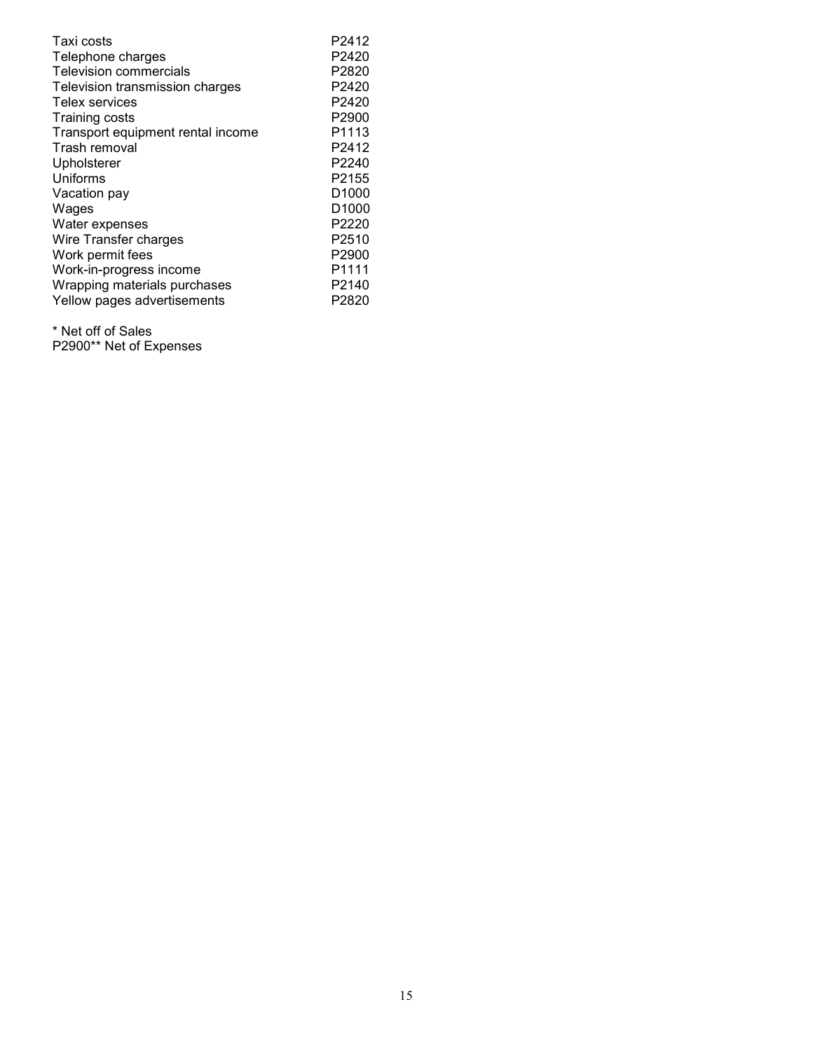| | |
|---|---|
| Taxi costs | P2412 |
| Telephone charges | P2420 |
| Television commercials | P2820 |
| Television transmission charges | P2420 |
| Telex services | P2420 |
| Training costs | P2900 |
| Transport equipment rental income | P1113 |
| Trash removal | P2412 |
| Upholsterer | P2240 |
| Uniforms | P2155 |
| Vacation pay | D1000 |
| Wages | D1000 |
| Water expenses | P2220 |
| Wire Transfer charges | P2510 |
| Work permit fees | P2900 |
| Work-in-progress income | P1111 |
| Wrapping materials purchases | P2140 |
| Yellow pages advertisements | P2820 |

* Net off of Sales
P2900** Net of Expenses